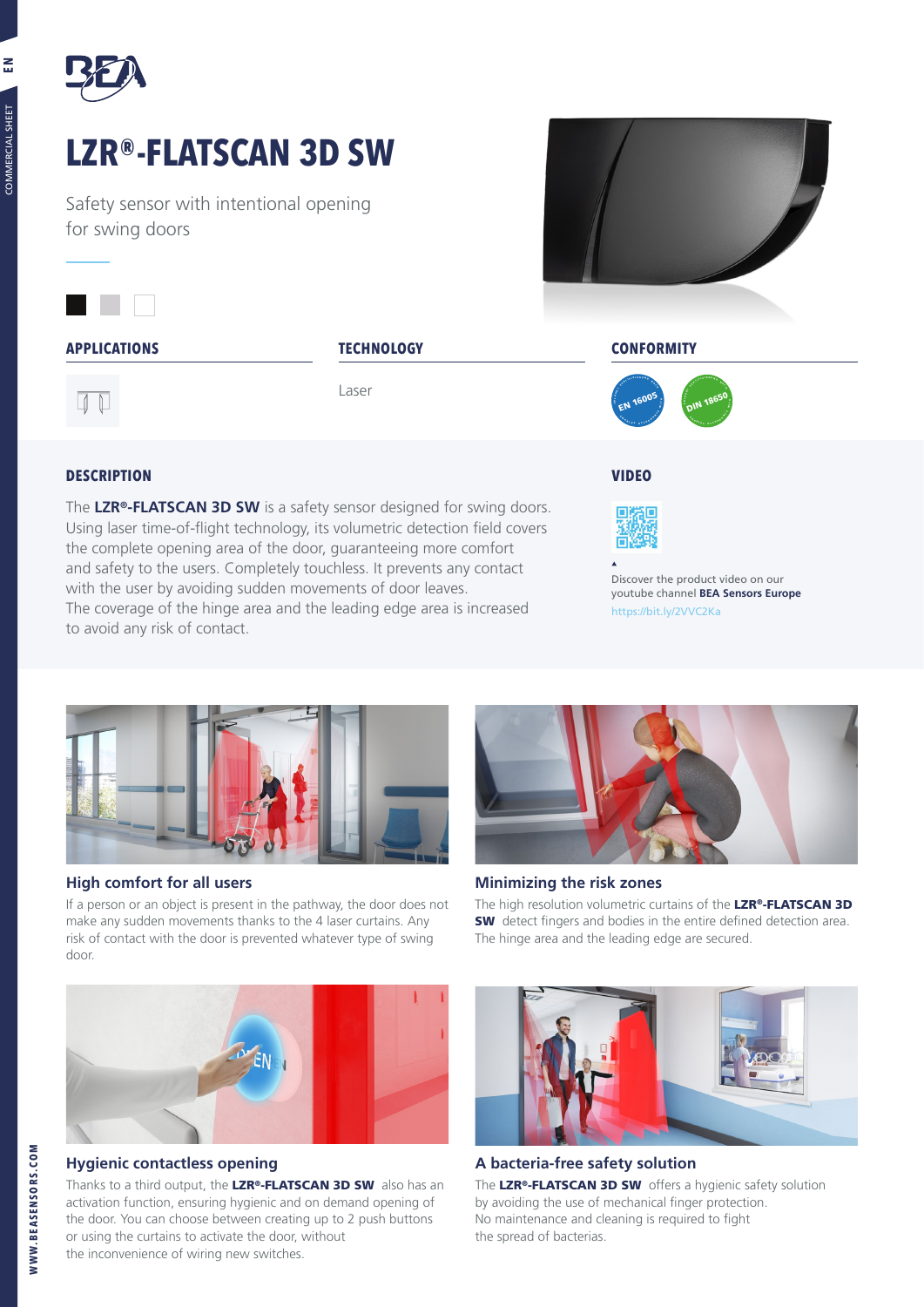# LZR®-FLATSCAN 3D SW

Safety sensor with intentional opening for swing doors

## APPLICATIONS

## TECHNOLOGY

Laser

## CONFORMITY

EN 16005

DIN 18650

## DESCRIPTION

The **LZR®-FLATSCAN 3D SW** is a safety sensor designed for swing doors. Using laser time-of-flight technology, its volumetric detection field covers the complete opening area of the door, guaranteeing more comfort and safety to the users. Completely touchless. It prevents any contact with the user by avoiding sudden movements of door leaves. The coverage of the hinge area and the leading edge area is increased to avoid any risk of contact.

## VIDEO

Discover the product video on our youtube channel **BEA Sensors Europe**
https://bit.ly/2VVC2Ka

### High comfort for all users

If a person or an object is present in the pathway, the door does not make any sudden movements thanks to the 4 laser curtains. Any risk of contact with the door is prevented whatever type of swing door.

### Minimizing the risk zones

The high resolution volumetric curtains of the **LZR®-FLATSCAN 3D SW** detect fingers and bodies in the entire defined detection area. The hinge area and the leading edge are secured.

### Hygienic contactless opening

Thanks to a third output, the **LZR®-FLATSCAN 3D SW** also has an activation function, ensuring hygienic and on demand opening of the door. You can choose between creating up to 2 push buttons or using the curtains to activate the door, without the inconvenience of wiring new switches.

### A bacteria-free safety solution

The **LZR®-FLATSCAN 3D SW** offers a hygienic safety solution by avoiding the use of mechanical finger protection. No maintenance and cleaning is required to fight the spread of bacterias.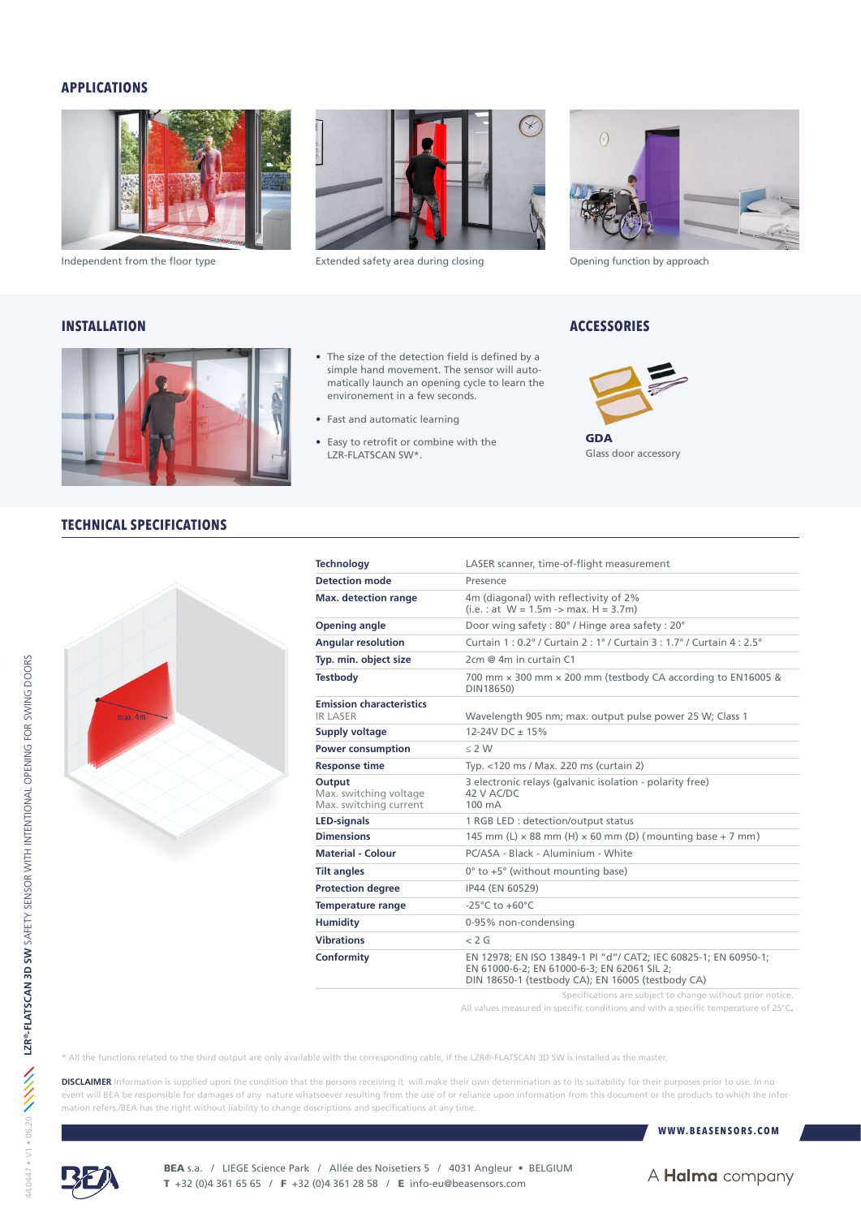## APPLICATIONS

Independent from the floor type

Extended safety area during closing

Opening function by approach

## INSTALLATION

- The size of the detection field is defined by a simple hand movement. The sensor will automatically launch an opening cycle to learn the environement in a few seconds.
- Fast and automatic learning
- Easy to retrofit or combine with the LZR-FLATSCAN SW*.

## ACCESSORIES

**GDA**
Glass door accessory

## TECHNICAL SPECIFICATIONS

max. 4m

| | |
|---|---|
| **Technology** | LASER scanner, time-of-flight measurement |
| **Detection mode** | Presence |
| **Max. detection range** | 4m (diagonal) with reflectivity of 2% (i.e. : at W = 1.5m -> max. H = 3.7m) |
| **Opening angle** | Door wing safety : 80° / Hinge area safety : 20° |
| **Angular resolution** | Curtain 1 : 0.2° / Curtain 2 : 1° / Curtain 3 : 1.7° / Curtain 4 : 2.5° |
| **Typ. min. object size** | 2cm @ 4m in curtain C1 |
| **Testbody** | 700 mm × 300 mm × 200 mm (testbody CA according to EN16005 & DIN18650) |
| **Emission characteristics** IR LASER | Wavelength 905 nm; max. output pulse power 25 W; Class 1 |
| **Supply voltage** | 12-24V DC ± 15% |
| **Power consumption** | ≤ 2 W |
| **Response time** | Typ. <120 ms / Max. 220 ms (curtain 2) |
| **Output** Max. switching voltage Max. switching current | 3 electronic relays (galvanic isolation - polarity free) 42 V AC/DC 100 mA |
| **LED-signals** | 1 RGB LED : detection/output status |
| **Dimensions** | 145 mm (L) × 88 mm (H) × 60 mm (D) (mounting base + 7 mm) |
| **Material - Colour** | PC/ASA - Black - Aluminium - White |
| **Tilt angles** | 0° to +5° (without mounting base) |
| **Protection degree** | IP44 (EN 60529) |
| **Temperature range** | -25°C to +60°C |
| **Humidity** | 0-95% non-condensing |
| **Vibrations** | < 2 G |
| **Conformity** | EN 12978; EN ISO 13849-1 Pl "d"/ CAT2; IEC 60825-1; EN 60950-1; EN 61000-6-2; EN 61000-6-3; EN 62061 SIL 2; DIN 18650-1 (testbody CA); EN 16005 (testbody CA) |

Specifications are subject to change without prior notice.
All values measured in specific conditions and with a specific temperature of 25°C.

\* All the functions related to the third output are only available with the corresponding cable, if the LZR®-FLATSCAN 3D SW is installed as the master.

**DISCLAIMER** Information is supplied upon the condition that the persons receiving it will make their own determination as to its suitability for their purposes prior to use. In no event will BEA be responsible for damages of any nature whatsoever resulting from the use of or reliance upon information from this document or the products to which the information refers./BEA has the right without liability to change descriptions and specifications at any time.

**LZR®-FLATSCAN 3D SW** SAFETY SENSOR WITH INTENTIONAL OPENING FOR SWING DOORS

44.0447 • V1 • 06.20

**WWW.BEASENSORS.COM**

**BEA** s.a. / LIEGE Science Park / Allée des Noisetiers 5 / 4031 Angleur • BELGIUM
**T** +32 (0)4 361 65 65 / **F** +32 (0)4 361 28 58 / **E** info-eu@beasensors.com

A **Halma** company